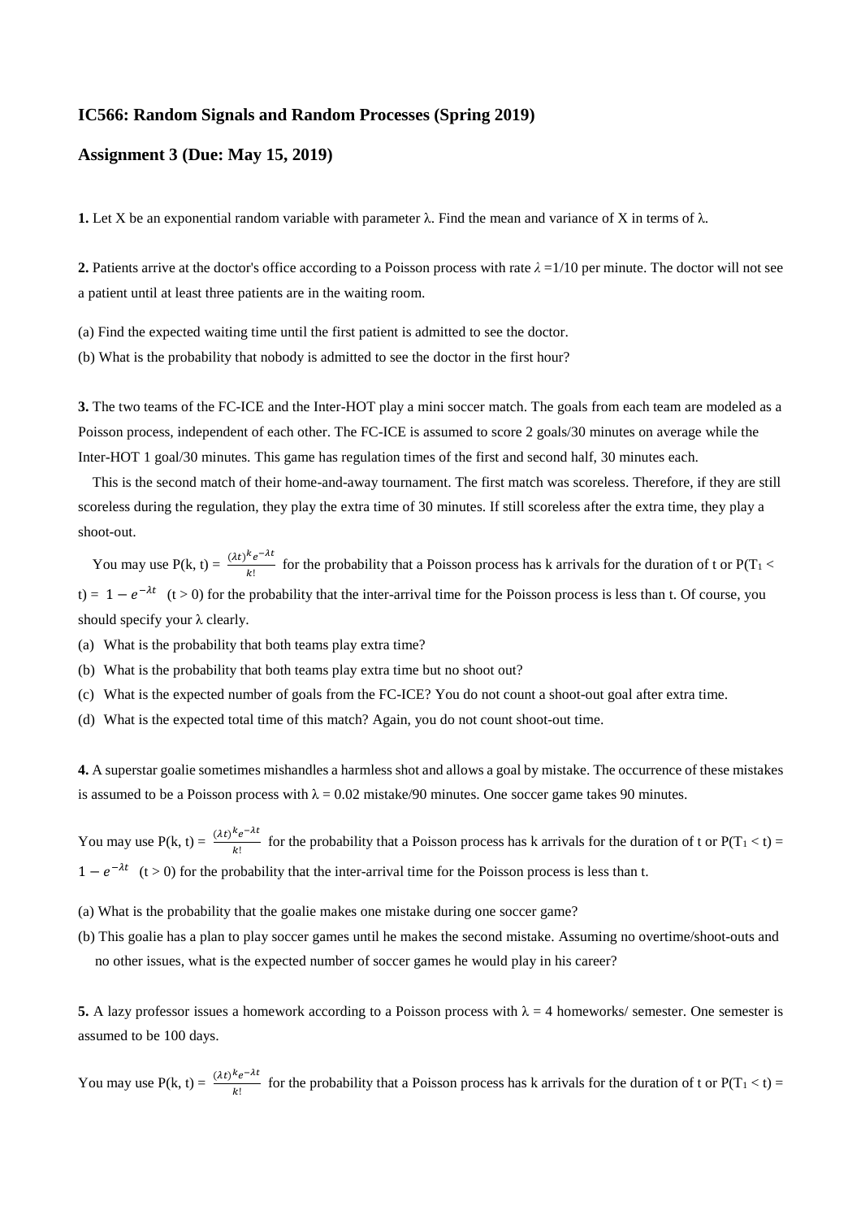**IC566: Random Signals and Random Processes (Spring 2019)**

**Assignment 3 (Due: May 15, 2019)**

**1.** Let X be an exponential random variable with parameter $\lambda$. Find the mean and variance of X in terms of $\lambda$.

**2.** Patients arrive at the doctor's office according to a Poisson process with rate $\lambda = 1/10$ per minute. The doctor will not see a patient until at least three patients are in the waiting room.

(a) Find the expected waiting time until the first patient is admitted to see the doctor.

(b) What is the probability that nobody is admitted to see the doctor in the first hour?

**3.** The two teams of the FC-ICE and the Inter-HOT play a mini soccer match. The goals from each team are modeled as a Poisson process, independent of each other. The FC-ICE is assumed to score 2 goals/30 minutes on average while the Inter-HOT 1 goal/30 minutes. This game has regulation times of the first and second half, 30 minutes each.

This is the second match of their home-and-away tournament. The first match was scoreless. Therefore, if they are still scoreless during the regulation, they play the extra time of 30 minutes. If still scoreless after the extra time, they play a shoot-out.

You may use $P(k, t) = \frac{(\lambda t)^k e^{-\lambda t}}{k!}$ for the probability that a Poisson process has k arrivals for the duration of t or $P(T_1 < t) = 1 - e^{-\lambda t}$ $(t > 0)$ for the probability that the inter-arrival time for the Poisson process is less than t. Of course, you should specify your $\lambda$ clearly.

(a) What is the probability that both teams play extra time?

(b) What is the probability that both teams play extra time but no shoot out?

(c) What is the expected number of goals from the FC-ICE? You do not count a shoot-out goal after extra time.

(d) What is the expected total time of this match? Again, you do not count shoot-out time.

**4.** A superstar goalie sometimes mishandles a harmless shot and allows a goal by mistake. The occurrence of these mistakes is assumed to be a Poisson process with $\lambda = 0.02$ mistake/90 minutes. One soccer game takes 90 minutes.

You may use $P(k, t) = \frac{(\lambda t)^k e^{-\lambda t}}{k!}$ for the probability that a Poisson process has k arrivals for the duration of t or $P(T_1 < t) = 1 - e^{-\lambda t}$ $(t > 0)$ for the probability that the inter-arrival time for the Poisson process is less than t.

(a) What is the probability that the goalie makes one mistake during one soccer game?

(b) This goalie has a plan to play soccer games until he makes the second mistake. Assuming no overtime/shoot-outs and no other issues, what is the expected number of soccer games he would play in his career?

**5.** A lazy professor issues a homework according to a Poisson process with $\lambda = 4$ homeworks/ semester. One semester is assumed to be 100 days.

You may use $P(k, t) = \frac{(\lambda t)^k e^{-\lambda t}}{k!}$ for the probability that a Poisson process has k arrivals for the duration of t or $P(T_1 < t) =$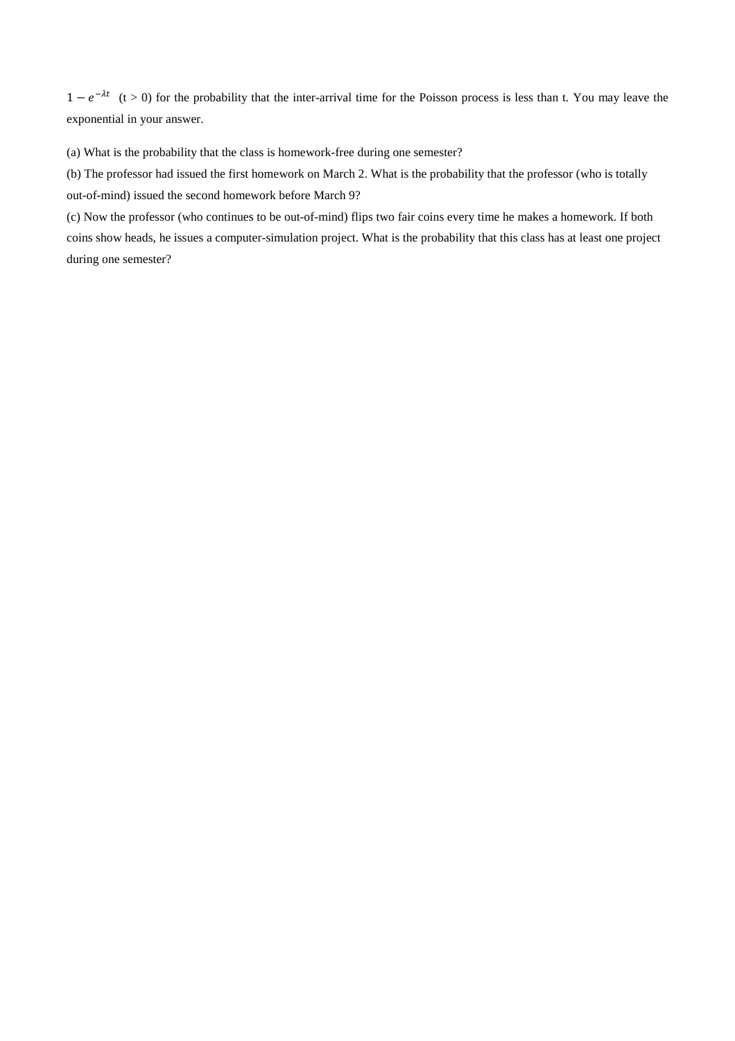$1 - e^{-\lambda t}$ (t > 0) for the probability that the inter-arrival time for the Poisson process is less than t. You may leave the exponential in your answer.

(a) What is the probability that the class is homework-free during one semester?

(b) The professor had issued the first homework on March 2. What is the probability that the professor (who is totally out-of-mind) issued the second homework before March 9?

(c) Now the professor (who continues to be out-of-mind) flips two fair coins every time he makes a homework. If both coins show heads, he issues a computer-simulation project. What is the probability that this class has at least one project during one semester?